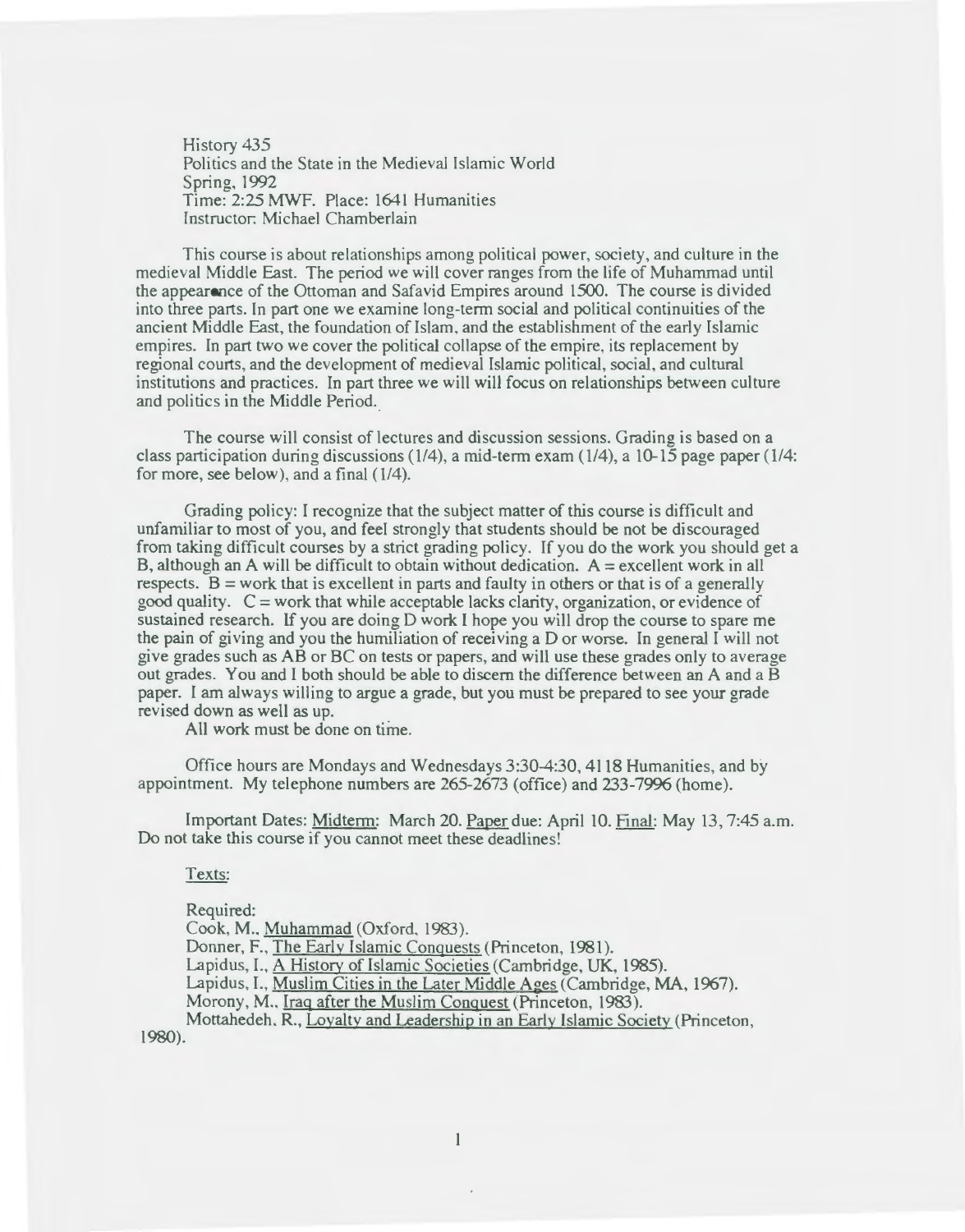History 435
Politics and the State in the Medieval Islamic World
Spring, 1992
Time: 2:25 MWF. Place: 1641 Humanities
Instructor: Michael Chamberlain

This course is about relationships among political power, society, and culture in the medieval Middle East. The period we will cover ranges from the life of Muhammad until the appearance of the Ottoman and Safavid Empires around 1500. The course is divided into three parts. In part one we examine long-term social and political continuities of the ancient Middle East, the foundation of Islam, and the establishment of the early Islamic empires. In part two we cover the political collapse of the empire, its replacement by regional courts, and the development of medieval Islamic political, social, and cultural institutions and practices. In part three we will will focus on relationships between culture and politics in the Middle Period.

The course will consist of lectures and discussion sessions. Grading is based on a class participation during discussions (1/4), a mid-term exam (1/4), a 10-15 page paper (1/4: for more, see below), and a final (1/4).

Grading policy: I recognize that the subject matter of this course is difficult and unfamiliar to most of you, and feel strongly that students should be not be discouraged from taking difficult courses by a strict grading policy. If you do the work you should get a B, although an A will be difficult to obtain without dedication. A = excellent work in all respects. B = work that is excellent in parts and faulty in others or that is of a generally good quality. C = work that while acceptable lacks clarity, organization, or evidence of sustained research. If you are doing D work I hope you will drop the course to spare me the pain of giving and you the humiliation of receiving a D or worse. In general I will not give grades such as AB or BC on tests or papers, and will use these grades only to average out grades. You and I both should be able to discern the difference between an A and a B paper. I am always willing to argue a grade, but you must be prepared to see your grade revised down as well as up.

All work must be done on time.

Office hours are Mondays and Wednesdays 3:30-4:30, 4118 Humanities, and by appointment. My telephone numbers are 265-2673 (office) and 233-7996 (home).

Important Dates: Midterm: March 20. Paper due: April 10. Final: May 13, 7:45 a.m. Do not take this course if you cannot meet these deadlines!

Texts:

Required:
Cook, M., Muhammad (Oxford, 1983).
Donner, F., The Early Islamic Conquests (Princeton, 1981).
Lapidus, I., A History of Islamic Societies (Cambridge, UK, 1985).
Lapidus, I., Muslim Cities in the Later Middle Ages (Cambridge, MA, 1967).
Morony, M., Iraq after the Muslim Conquest (Princeton, 1983).
Mottahedeh, R., Loyalty and Leadership in an Early Islamic Society (Princeton, 1980).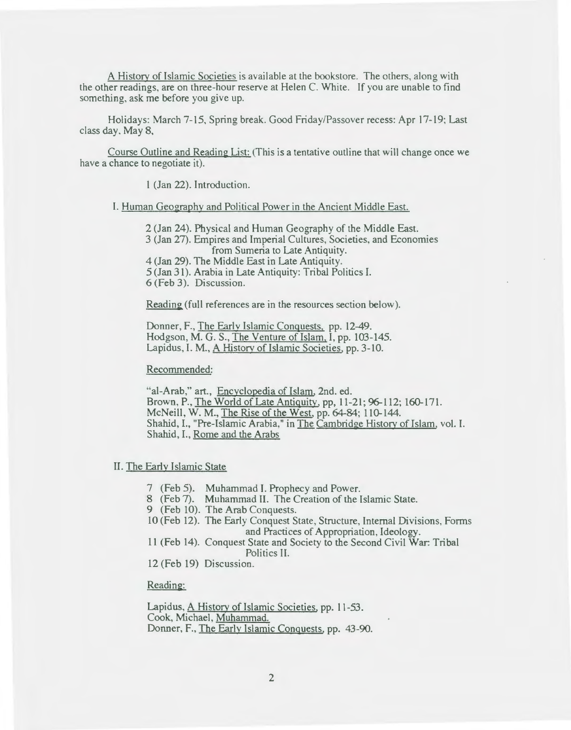A History of Islamic Societies is available at the bookstore. The others, along with the other readings, are on three-hour reserve at Helen C. White. If you are unable to find something, ask me before you give up.

Holidays: March 7-15, Spring break. Good Friday/Passover recess: Apr 17-19; Last class day, May 8,

Course Outline and Reading List: (This is a tentative outline that will change once we have a chance to negotiate it).

1 (Jan 22). Introduction.

## I. Human Geography and Political Power in the Ancient Middle East.

2 (Jan 24). Physical and Human Geography of the Middle East.
3 (Jan 27). Empires and Imperial Cultures, Societies, and Economies from Sumeria to Late Antiquity.
4 (Jan 29). The Middle East in Late Antiquity.
5 (Jan 31). Arabia in Late Antiquity: Tribal Politics I.
6 (Feb 3). Discussion.

Reading (full references are in the resources section below).

Donner, F., The Early Islamic Conquests, pp. 12-49.
Hodgson, M. G. S., The Venture of Islam, I, pp. 103-145.
Lapidus, I. M., A History of Islamic Societies, pp. 3-10.

Recommended:

"al-Arab," art., Encyclopedia of Islam, 2nd. ed.
Brown, P., The World of Late Antiquity, pp, 11-21; 96-112; 160-171.
McNeill, W. M., The Rise of the West, pp. 64-84; 110-144.
Shahid, I., "Pre-Islamic Arabia," in The Cambridge History of Islam, vol. I.
Shahid, I., Rome and the Arabs

## II. The Early Islamic State

7 (Feb 5). Muhammad I. Prophecy and Power.
8 (Feb 7). Muhammad II. The Creation of the Islamic State.
9 (Feb 10). The Arab Conquests.
10 (Feb 12). The Early Conquest State, Structure, Internal Divisions, Forms and Practices of Appropriation, Ideology.
11 (Feb 14). Conquest State and Society to the Second Civil War: Tribal Politics II.
12 (Feb 19) Discussion.

Reading:

Lapidus, A History of Islamic Societies, pp. 11-53.
Cook, Michael, Muhammad.
Donner, F., The Early Islamic Conquests, pp. 43-90.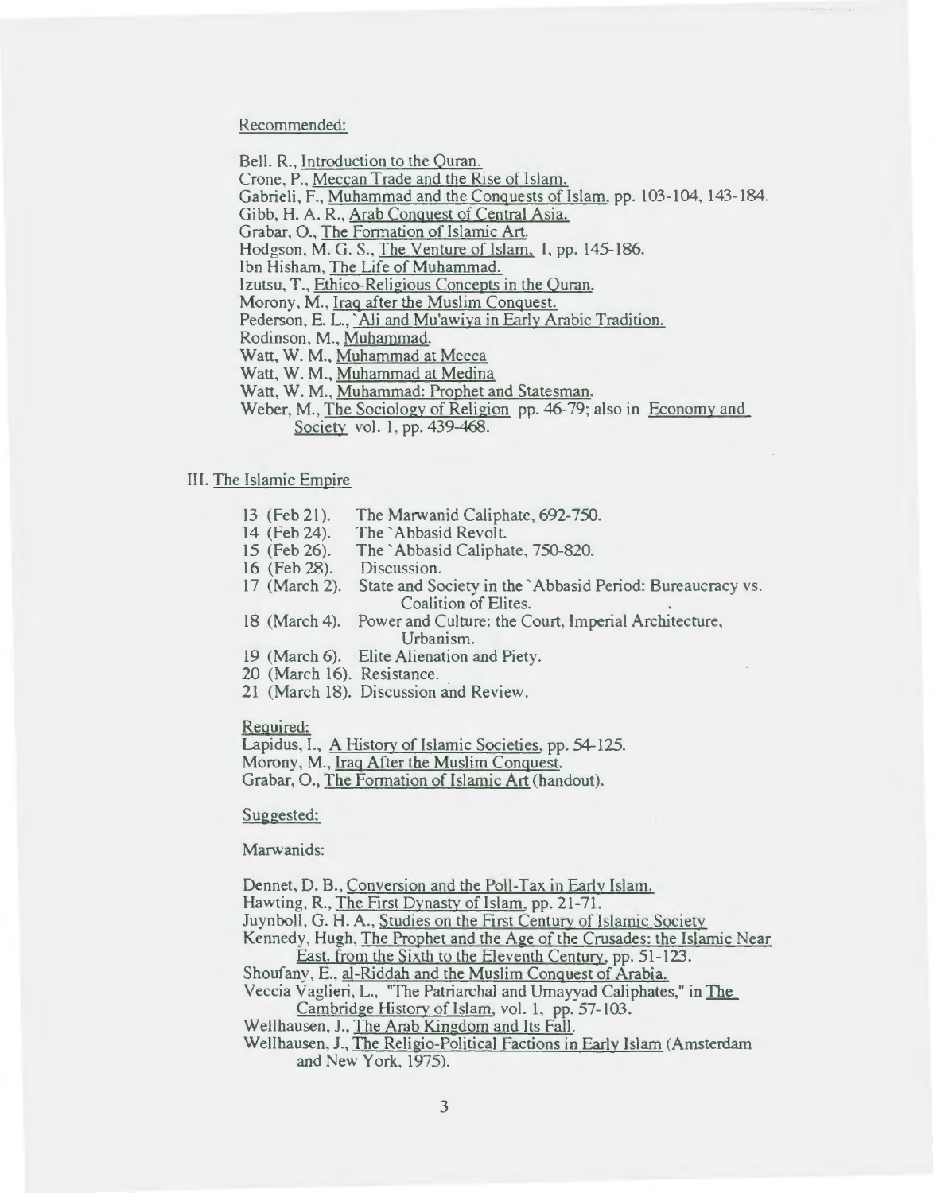Recommended:

Bell. R., Introduction to the Quran.
Crone, P., Meccan Trade and the Rise of Islam.
Gabrieli, F., Muhammad and the Conquests of Islam, pp. 103-104, 143-184.
Gibb, H. A. R., Arab Conquest of Central Asia.
Grabar, O., The Formation of Islamic Art.
Hodgson, M. G. S., The Venture of Islam, I, pp. 145-186.
Ibn Hisham, The Life of Muhammad.
Izutsu, T., Ethico-Religious Concepts in the Quran.
Morony, M., Iraq after the Muslim Conquest.
Pederson, E. L., `Ali and Mu'awiya in Early Arabic Tradition.
Rodinson, M., Muhammad.
Watt, W. M., Muhammad at Mecca
Watt, W. M., Muhammad at Medina
Watt, W. M., Muhammad: Prophet and Statesman.
Weber, M., The Sociology of Religion pp. 46-79; also in Economy and Society vol. 1, pp. 439-468.

## III. The Islamic Empire

13 (Feb 21). The Marwanid Caliphate, 692-750.
14 (Feb 24). The `Abbasid Revolt.
15 (Feb 26). The `Abbasid Caliphate, 750-820.
16 (Feb 28). Discussion.
17 (March 2). State and Society in the `Abbasid Period: Bureaucracy vs. Coalition of Elites.
18 (March 4). Power and Culture: the Court, Imperial Architecture, Urbanism.
19 (March 6). Elite Alienation and Piety.
20 (March 16). Resistance.
21 (March 18). Discussion and Review.

Required:
Lapidus, I., A History of Islamic Societies, pp. 54-125.
Morony, M., Iraq After the Muslim Conquest.
Grabar, O., The Formation of Islamic Art (handout).

Suggested:

Marwanids:

Dennet, D. B., Conversion and the Poll-Tax in Early Islam.
Hawting, R., The First Dynasty of Islam, pp. 21-71.
Juynboll, G. H. A., Studies on the First Century of Islamic Society
Kennedy, Hugh, The Prophet and the Age of the Crusades: the Islamic Near East. from the Sixth to the Eleventh Century, pp. 51-123.
Shoufany, E., al-Riddah and the Muslim Conquest of Arabia.
Veccia Vaglieri, L., "The Patriarchal and Umayyad Caliphates," in The Cambridge History of Islam, vol. 1, pp. 57-103.
Wellhausen, J., The Arab Kingdom and Its Fall.
Wellhausen, J., The Religio-Political Factions in Early Islam (Amsterdam and New York, 1975).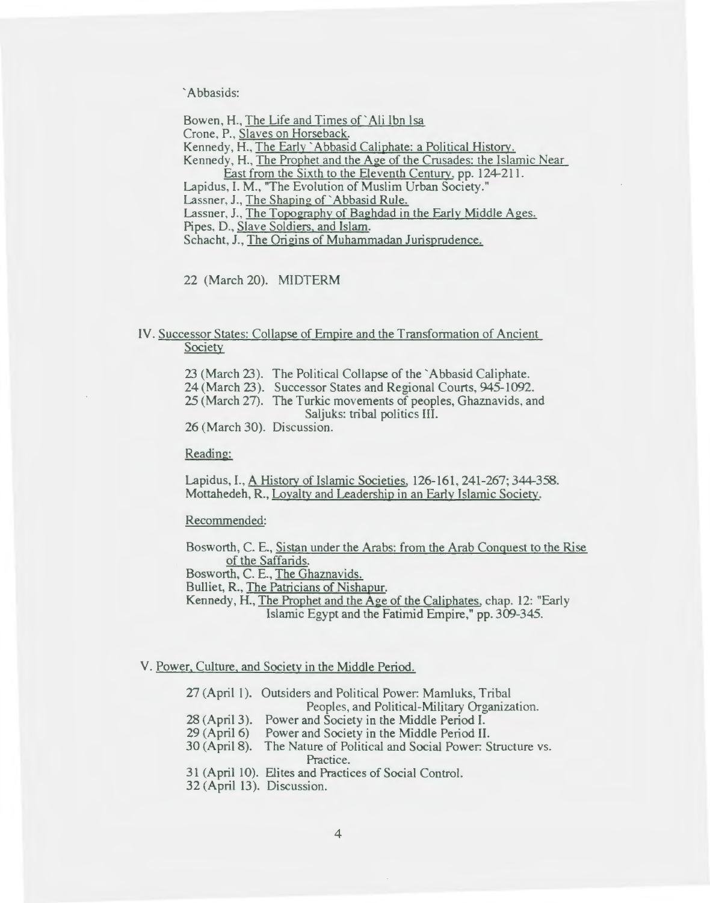`Abbasids:

Bowen, H., The Life and Times of `Ali Ibn Isa
Crone, P., Slaves on Horseback.
Kennedy, H., The Early `Abbasid Caliphate: a Political History.
Kennedy, H., The Prophet and the Age of the Crusades: the Islamic Near East from the Sixth to the Eleventh Century, pp. 124-211.
Lapidus, I. M., "The Evolution of Muslim Urban Society."
Lassner, J., The Shaping of `Abbasid Rule.
Lassner, J., The Topography of Baghdad in the Early Middle Ages.
Pipes, D., Slave Soldiers, and Islam.
Schacht, J., The Origins of Muhammadan Jurisprudence.

22 (March 20). MIDTERM

## IV. Successor States: Collapse of Empire and the Transformation of Ancient Society

23 (March 23). The Political Collapse of the `Abbasid Caliphate.
24 (March 23). Successor States and Regional Courts, 945-1092.
25 (March 27). The Turkic movements of peoples, Ghaznavids, and Saljuks: tribal politics III.
26 (March 30). Discussion.

Reading:

Lapidus, I., A History of Islamic Societies, 126-161, 241-267; 344-358.
Mottahedeh, R., Loyalty and Leadership in an Early Islamic Society.

Recommended:

Bosworth, C. E., Sistan under the Arabs: from the Arab Conquest to the Rise of the Saffarids.
Bosworth, C. E., The Ghaznavids.
Bulliet, R., The Patricians of Nishapur.
Kennedy, H., The Prophet and the Age of the Caliphates, chap. 12: "Early Islamic Egypt and the Fatimid Empire," pp. 309-345.

## V. Power, Culture, and Society in the Middle Period.

27 (April 1). Outsiders and Political Power: Mamluks, Tribal Peoples, and Political-Military Organization.
28 (April 3). Power and Society in the Middle Period I.
29 (April 6) Power and Society in the Middle Period II.
30 (April 8). The Nature of Political and Social Power: Structure vs. Practice.
31 (April 10). Elites and Practices of Social Control.
32 (April 13). Discussion.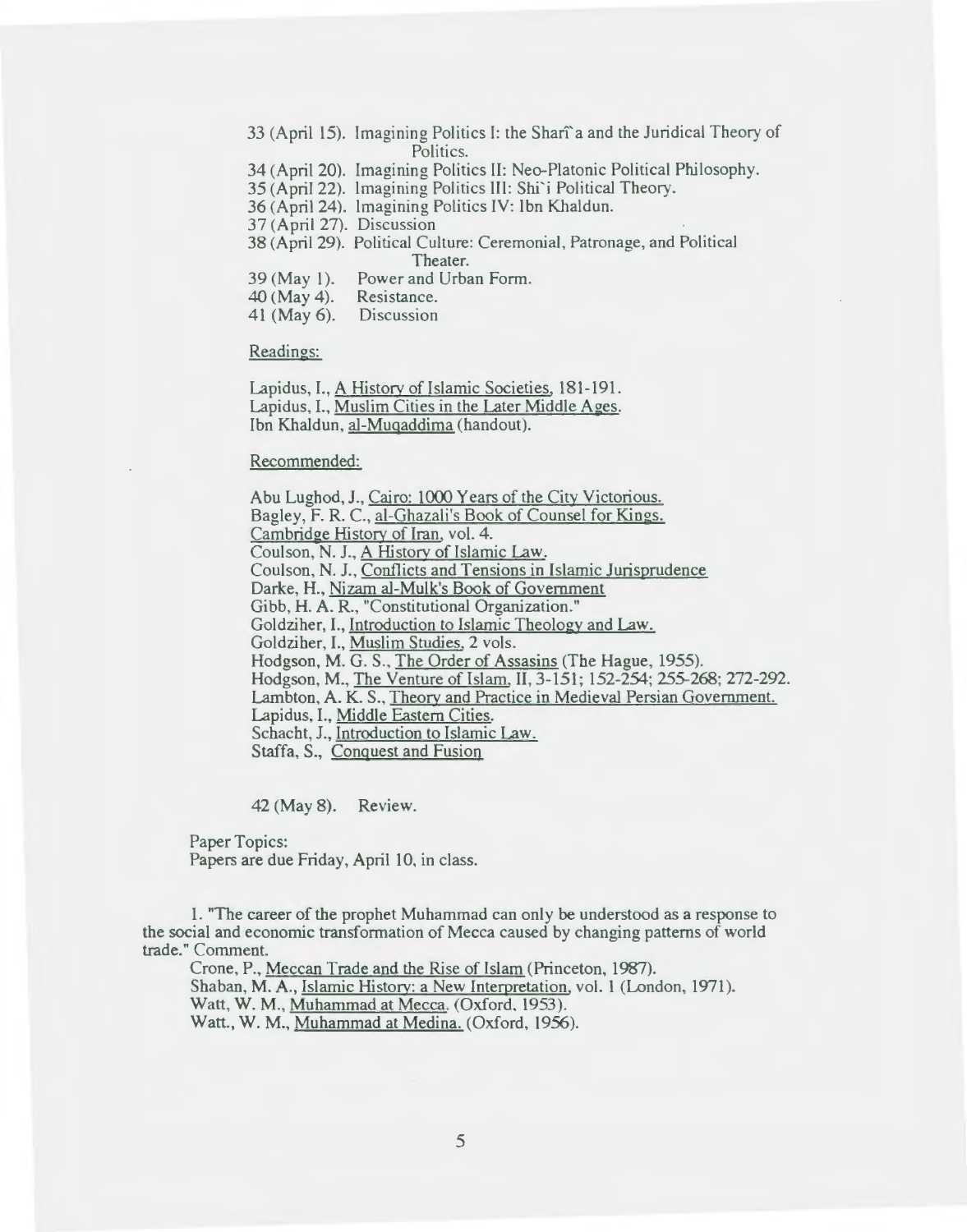33 (April 15). Imagining Politics I: the Sharī`a and the Juridical Theory of Politics.
34 (April 20). Imagining Politics II: Neo-Platonic Political Philosophy.
35 (April 22). Imagining Politics III: Shi`i Political Theory.
36 (April 24). Imagining Politics IV: Ibn Khaldun.
37 (April 27). Discussion
38 (April 29). Political Culture: Ceremonial, Patronage, and Political Theater.
39 (May 1). Power and Urban Form.
40 (May 4). Resistance.
41 (May 6). Discussion

Readings:

Lapidus, I., A History of Islamic Societies, 181-191.
Lapidus, I., Muslim Cities in the Later Middle Ages.
Ibn Khaldun, al-Muqaddima (handout).

Recommended:

Abu Lughod, J., Cairo: 1000 Years of the City Victorious.
Bagley, F. R. C., al-Ghazali's Book of Counsel for Kings.
Cambridge History of Iran, vol. 4.
Coulson, N. J., A History of Islamic Law.
Coulson, N. J., Conflicts and Tensions in Islamic Jurisprudence
Darke, H., Nizam al-Mulk's Book of Government
Gibb, H. A. R., "Constitutional Organization."
Goldziher, I., Introduction to Islamic Theology and Law.
Goldziher, I., Muslim Studies, 2 vols.
Hodgson, M. G. S., The Order of Assasins (The Hague, 1955).
Hodgson, M., The Venture of Islam, II, 3-151; 152-254; 255-268; 272-292.
Lambton, A. K. S., Theory and Practice in Medieval Persian Government.
Lapidus, I., Middle Eastern Cities.
Schacht, J., Introduction to Islamic Law.
Staffa, S., Conquest and Fusion

42 (May 8). Review.

Paper Topics:
Papers are due Friday, April 10, in class.

1. "The career of the prophet Muhammad can only be understood as a response to the social and economic transformation of Mecca caused by changing patterns of world trade." Comment.

Crone, P., Meccan Trade and the Rise of Islam (Princeton, 1987).
Shaban, M. A., Islamic History: a New Interpretation, vol. 1 (London, 1971).
Watt, W. M., Muhammad at Mecca. (Oxford, 1953).
Watt., W. M., Muhammad at Medina. (Oxford, 1956).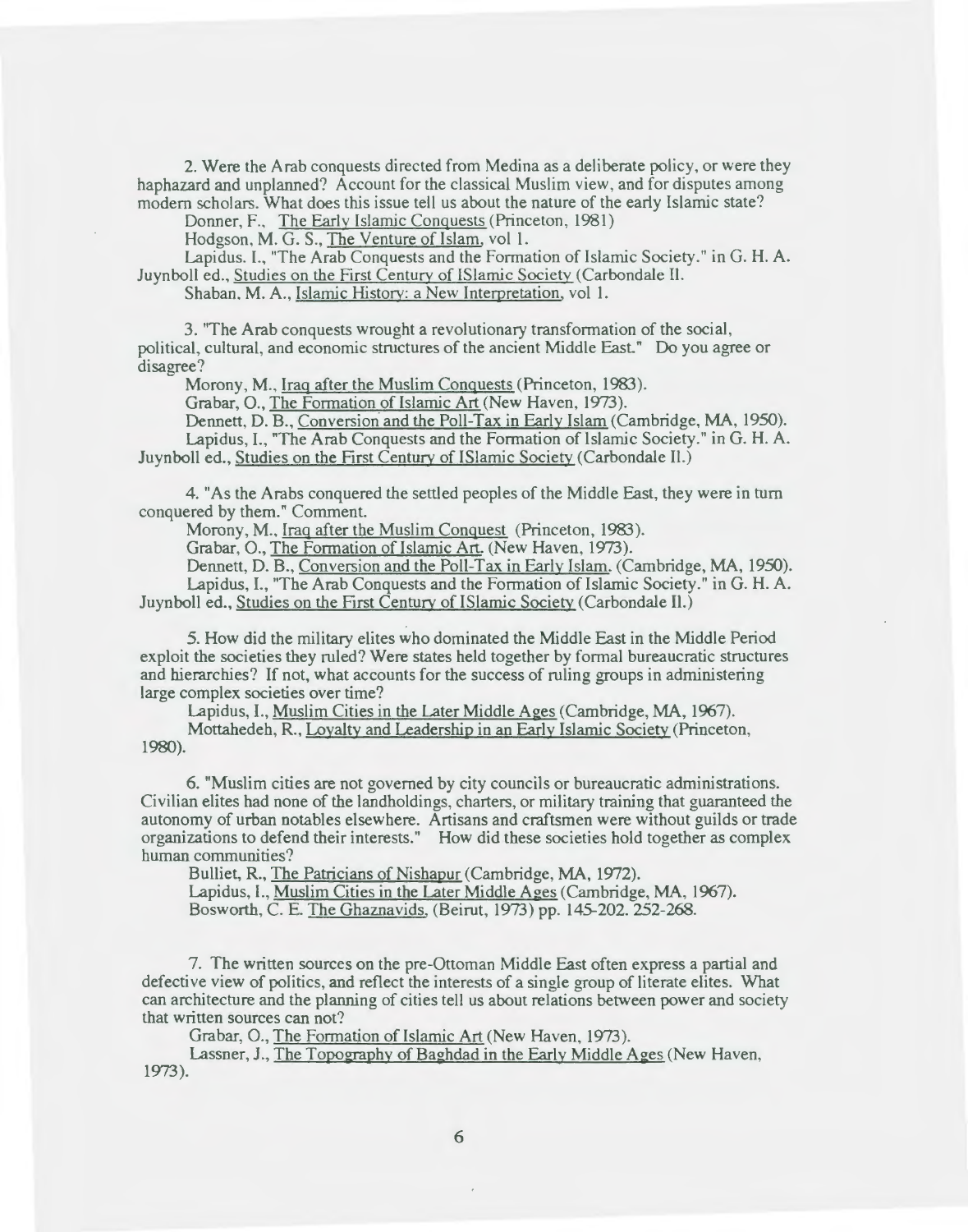2. Were the Arab conquests directed from Medina as a deliberate policy, or were they haphazard and unplanned? Account for the classical Muslim view, and for disputes among modern scholars. What does this issue tell us about the nature of the early Islamic state?

Donner, F., The Early Islamic Conquests (Princeton, 1981)

Hodgson, M. G. S., The Venture of Islam, vol 1.

Lapidus. I., "The Arab Conquests and the Formation of Islamic Society." in G. H. A. Juynboll ed., Studies on the First Century of ISlamic Society (Carbondale Il.

Shaban, M. A., Islamic History: a New Interpretation, vol 1.

3. "The Arab conquests wrought a revolutionary transformation of the social, political, cultural, and economic structures of the ancient Middle East." Do you agree or disagree?

Morony, M., Iraq after the Muslim Conquests (Princeton, 1983).

Grabar, O., The Formation of Islamic Art (New Haven, 1973).

Dennett, D. B., Conversion and the Poll-Tax in Early Islam (Cambridge, MA, 1950).

Lapidus, I., "The Arab Conquests and the Formation of Islamic Society." in G. H. A. Juynboll ed., Studies on the First Century of ISlamic Society (Carbondale Il.)

4. "As the Arabs conquered the settled peoples of the Middle East, they were in turn conquered by them." Comment.

Morony, M., Iraq after the Muslim Conquest (Princeton, 1983).

Grabar, O., The Formation of Islamic Art. (New Haven, 1973).

Dennett, D. B., Conversion and the Poll-Tax in Early Islam. (Cambridge, MA, 1950).

Lapidus, I., "The Arab Conquests and the Formation of Islamic Society." in G. H. A. Juynboll ed., Studies on the First Century of ISlamic Society (Carbondale Il.)

5. How did the military elites who dominated the Middle East in the Middle Period exploit the societies they ruled? Were states held together by formal bureaucratic structures and hierarchies? If not, what accounts for the success of ruling groups in administering large complex societies over time?

Lapidus, I., Muslim Cities in the Later Middle Ages (Cambridge, MA, 1967).

Mottahedeh, R., Loyalty and Leadership in an Early Islamic Society (Princeton, 1980).

6. "Muslim cities are not governed by city councils or bureaucratic administrations. Civilian elites had none of the landholdings, charters, or military training that guaranteed the autonomy of urban notables elsewhere. Artisans and craftsmen were without guilds or trade organizations to defend their interests." How did these societies hold together as complex human communities?

Bulliet, R., The Patricians of Nishapur (Cambridge, MA, 1972).

Lapidus, I., Muslim Cities in the Later Middle Ages (Cambridge, MA, 1967).

Bosworth, C. E. The Ghaznavids, (Beirut, 1973) pp. 145-202. 252-268.

7. The written sources on the pre-Ottoman Middle East often express a partial and defective view of politics, and reflect the interests of a single group of literate elites. What can architecture and the planning of cities tell us about relations between power and society that written sources can not?

Grabar, O., The Formation of Islamic Art (New Haven, 1973).

Lassner, J., The Topography of Baghdad in the Early Middle Ages (New Haven, 1973).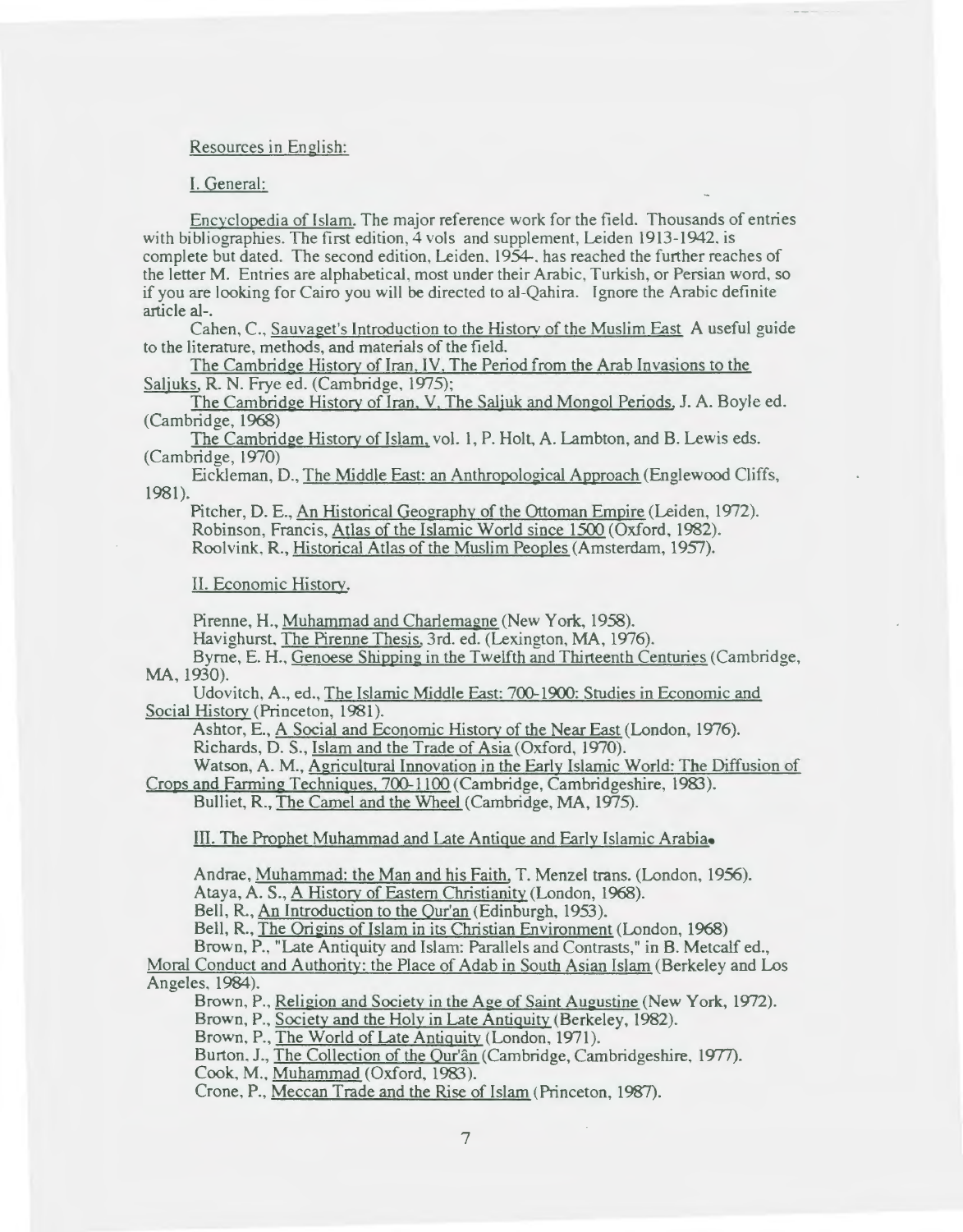Resources in English:

I. General:

Encyclopedia of Islam. The major reference work for the field. Thousands of entries with bibliographies. The first edition, 4 vols and supplement, Leiden 1913-1942, is complete but dated. The second edition, Leiden, 1954-, has reached the further reaches of the letter M. Entries are alphabetical, most under their Arabic, Turkish, or Persian word, so if you are looking for Cairo you will be directed to al-Qahira. Ignore the Arabic definite article al-.

Cahen, C., Sauvaget's Introduction to the History of the Muslim East A useful guide to the literature, methods, and materials of the field.

The Cambridge History of Iran, IV, The Period from the Arab Invasions to the Saljuks, R. N. Frye ed. (Cambridge, 1975);

The Cambridge History of Iran, V, The Saljuk and Mongol Periods, J. A. Boyle ed. (Cambridge, 1968)

The Cambridge History of Islam, vol. 1, P. Holt, A. Lambton, and B. Lewis eds. (Cambridge, 1970)

Eickleman, D., The Middle East: an Anthropological Approach (Englewood Cliffs, 1981).

Pitcher, D. E., An Historical Geography of the Ottoman Empire (Leiden, 1972).

Robinson, Francis, Atlas of the Islamic World since 1500 (Oxford, 1982).

Roolvink, R., Historical Atlas of the Muslim Peoples (Amsterdam, 1957).

II. Economic History.

Pirenne, H., Muhammad and Charlemagne (New York, 1958).

Havighurst, The Pirenne Thesis, 3rd. ed. (Lexington, MA, 1976).

Byrne, E. H., Genoese Shipping in the Twelfth and Thirteenth Centuries (Cambridge, MA, 1930).

Udovitch, A., ed., The Islamic Middle East: 700-1900: Studies in Economic and Social History (Princeton, 1981).

Ashtor, E., A Social and Economic History of the Near East (London, 1976).

Richards, D. S., Islam and the Trade of Asia (Oxford, 1970).

Watson, A. M., Agricultural Innovation in the Early Islamic World: The Diffusion of Crops and Farming Techniques, 700-1100 (Cambridge, Cambridgeshire, 1983).

Bulliet, R., The Camel and the Wheel (Cambridge, MA, 1975).

III. The Prophet Muhammad and Late Antique and Early Islamic Arabia.

Andrae, Muhammad: the Man and his Faith, T. Menzel trans. (London, 1956).

Ataya, A. S., A History of Eastern Christianity (London, 1968).

Bell, R., An Introduction to the Qur'an (Edinburgh, 1953).

Bell, R., The Origins of Islam in its Christian Environment (London, 1968)

Brown, P., "Late Antiquity and Islam: Parallels and Contrasts," in B. Metcalf ed., Moral Conduct and Authority: the Place of Adab in South Asian Islam (Berkeley and Los Angeles, 1984).

Brown, P., Religion and Society in the Age of Saint Augustine (New York, 1972).

Brown, P., Society and the Holy in Late Antiquity (Berkeley, 1982).

Brown, P., The World of Late Antiquity (London, 1971).

Burton, J., The Collection of the Qur'ân (Cambridge, Cambridgeshire, 1977).

Cook, M., Muhammad (Oxford, 1983).

Crone, P., Meccan Trade and the Rise of Islam (Princeton, 1987).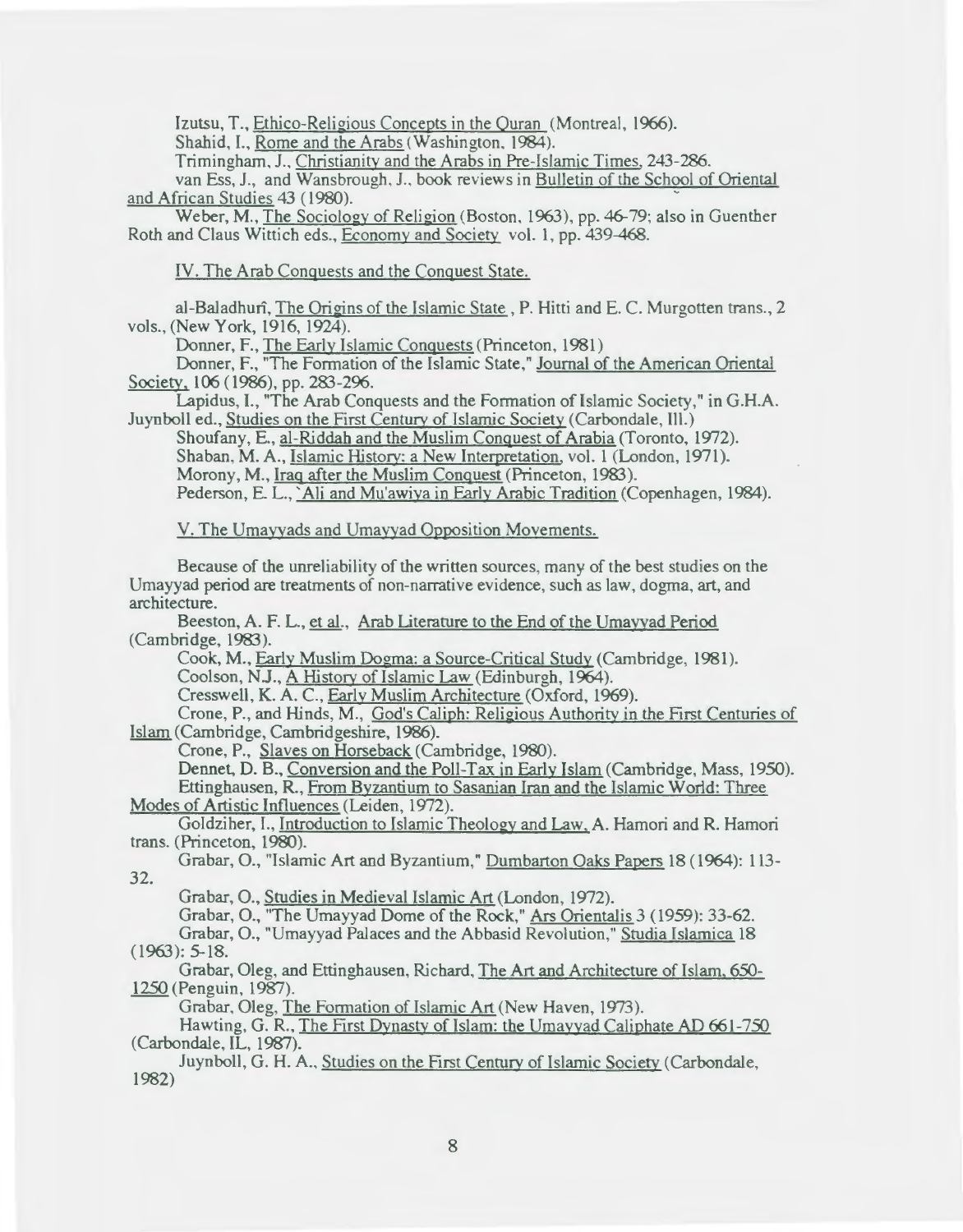Izutsu, T., Ethico-Religious Concepts in the Quran (Montreal, 1966).

Shahid, I., Rome and the Arabs (Washington, 1984).

Trimingham, J., Christianity and the Arabs in Pre-Islamic Times, 243-286.

van Ess, J., and Wansbrough, J., book reviews in Bulletin of the School of Oriental and African Studies 43 (1980).

Weber, M., The Sociology of Religion (Boston, 1963), pp. 46-79; also in Guenther Roth and Claus Wittich eds., Economy and Society vol. 1, pp. 439-468.

## IV. The Arab Conquests and the Conquest State.

al-Baladhurī, The Origins of the Islamic State, P. Hitti and E. C. Murgotten trans., 2 vols., (New York, 1916, 1924).

Donner, F., The Early Islamic Conquests (Princeton, 1981)

Donner, F., "The Formation of the Islamic State," Journal of the American Oriental Society, 106 (1986), pp. 283-296.

Lapidus, I., "The Arab Conquests and the Formation of Islamic Society," in G.H.A. Juynboll ed., Studies on the First Century of Islamic Society (Carbondale, Ill.)

Shoufany, E., al-Riddah and the Muslim Conquest of Arabia (Toronto, 1972).

Shaban, M. A., Islamic History: a New Interpretation, vol. 1 (London, 1971).

Morony, M., Iraq after the Muslim Conquest (Princeton, 1983).

Pederson, E. L., `Ali and Mu'awiya in Early Arabic Tradition (Copenhagen, 1984).

## V. The Umayyads and Umayyad Opposition Movements.

Because of the unreliability of the written sources, many of the best studies on the Umayyad period are treatments of non-narrative evidence, such as law, dogma, art, and architecture.

Beeston, A. F. L., et al., Arab Literature to the End of the Umayyad Period (Cambridge, 1983).

Cook, M., Early Muslim Dogma: a Source-Critical Study (Cambridge, 1981).

Coolson, N.J., A History of Islamic Law (Edinburgh, 1964).

Cresswell, K. A. C., Early Muslim Architecture (Oxford, 1969).

Crone, P., and Hinds, M., God's Caliph: Religious Authority in the First Centuries of Islam (Cambridge, Cambridgeshire, 1986).

Crone, P., Slaves on Horseback (Cambridge, 1980).

Dennet, D. B., Conversion and the Poll-Tax in Early Islam (Cambridge, Mass, 1950).

Ettinghausen, R., From Byzantium to Sasanian Iran and the Islamic World: Three Modes of Artistic Influences (Leiden, 1972).

Goldziher, I., Introduction to Islamic Theology and Law, A. Hamori and R. Hamori trans. (Princeton, 1980).

Grabar, O., "Islamic Art and Byzantium," Dumbarton Oaks Papers 18 (1964): 113-32.

Grabar, O., Studies in Medieval Islamic Art (London, 1972).

Grabar, O., "The Umayyad Dome of the Rock," Ars Orientalis 3 (1959): 33-62.

Grabar, O., "Umayyad Palaces and the Abbasid Revolution," Studia Islamica 18 (1963): 5-18.

Grabar, Oleg, and Ettinghausen, Richard, The Art and Architecture of Islam, 650-1250 (Penguin, 1987).

Grabar, Oleg, The Formation of Islamic Art (New Haven, 1973).

Hawting, G. R., The First Dynasty of Islam: the Umayyad Caliphate AD 661-750 (Carbondale, IL, 1987).

Juynboll, G. H. A., Studies on the First Century of Islamic Society (Carbondale, 1982)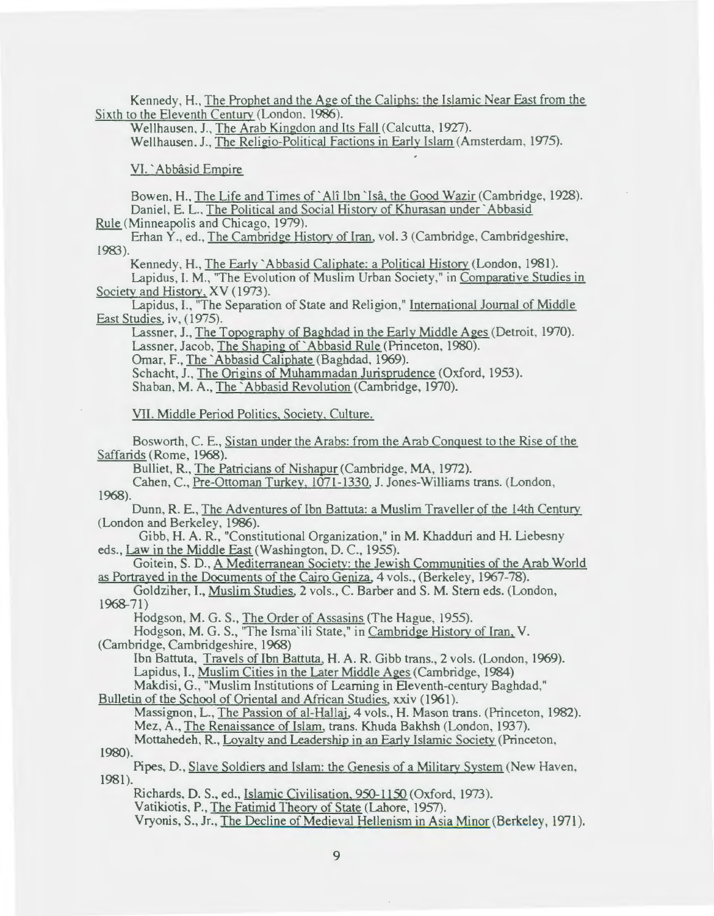Kennedy, H., The Prophet and the Age of the Caliphs: the Islamic Near East from the Sixth to the Eleventh Century (London, 1986).

Wellhausen, J., The Arab Kingdon and Its Fall (Calcutta, 1927).

Wellhausen, J., The Religio-Political Factions in Early Islam (Amsterdam, 1975).

## VI. `Abbâsid Empire

Bowen, H., The Life and Times of `Alî Ibn `Isâ, the Good Wazir (Cambridge, 1928).

Daniel, E. L., The Political and Social History of Khurasan under `Abbasid Rule (Minneapolis and Chicago, 1979).

Erhan Y., ed., The Cambridge History of Iran, vol. 3 (Cambridge, Cambridgeshire, 1983).

Kennedy, H., The Early `Abbasid Caliphate: a Political History (London, 1981).

Lapidus, I. M., "The Evolution of Muslim Urban Society," in Comparative Studies in Society and History, XV (1973).

Lapidus, I., "The Separation of State and Religion," International Journal of Middle East Studies, iv, (1975).

Lassner, J., The Topography of Baghdad in the Early Middle Ages (Detroit, 1970).

Lassner, Jacob, The Shaping of `Abbasid Rule (Princeton, 1980).

Omar, F., The `Abbasid Caliphate (Baghdad, 1969).

Schacht, J., The Origins of Muhammadan Jurisprudence (Oxford, 1953).

Shaban, M. A., The `Abbasid Revolution (Cambridge, 1970).

## VII. Middle Period Politics, Society, Culture.

Bosworth, C. E., Sistan under the Arabs: from the Arab Conquest to the Rise of the Saffarids (Rome, 1968).

Bulliet, R., The Patricians of Nishapur (Cambridge, MA, 1972).

Cahen, C., Pre-Ottoman Turkey, 1071-1330, J. Jones-Williams trans. (London, 1968).

Dunn, R. E., The Adventures of Ibn Battuta: a Muslim Traveller of the 14th Century (London and Berkeley, 1986).

Gibb, H. A. R., "Constitutional Organization," in M. Khadduri and H. Liebesny eds., Law in the Middle East (Washington, D. C., 1955).

Goitein, S. D., A Mediterranean Society: the Jewish Communities of the Arab World as Portrayed in the Documents of the Cairo Geniza, 4 vols., (Berkeley, 1967-78).

Goldziher, I., Muslim Studies, 2 vols., C. Barber and S. M. Stern eds. (London, 1968-71)

Hodgson, M. G. S., The Order of Assasins (The Hague, 1955).

Hodgson, M. G. S., "The Isma`ili State," in Cambridge History of Iran, V. (Cambridge, Cambridgeshire, 1968)

Ibn Battuta, Travels of Ibn Battuta, H. A. R. Gibb trans., 2 vols. (London, 1969).

Lapidus, I., Muslim Cities in the Later Middle Ages (Cambridge, 1984)

Makdisi, G., "Muslim Institutions of Learning in Eleventh-century Baghdad," Bulletin of the School of Oriental and African Studies, xxiv (1961).

Massignon, L., The Passion of al-Hallaj, 4 vols., H. Mason trans. (Princeton, 1982).

Mez, A., The Renaissance of Islam, trans. Khuda Bakhsh (London, 1937).

Mottahedeh, R., Loyalty and Leadership in an Early Islamic Society (Princeton, 1980).

Pipes, D., Slave Soldiers and Islam: the Genesis of a Military System (New Haven, 1981).

Richards, D. S., ed., Islamic Civilisation, 950-1150 (Oxford, 1973).

Vatikiotis, P., The Fatimid Theory of State (Lahore, 1957).

Vryonis, S., Jr., The Decline of Medieval Hellenism in Asia Minor (Berkeley, 1971).